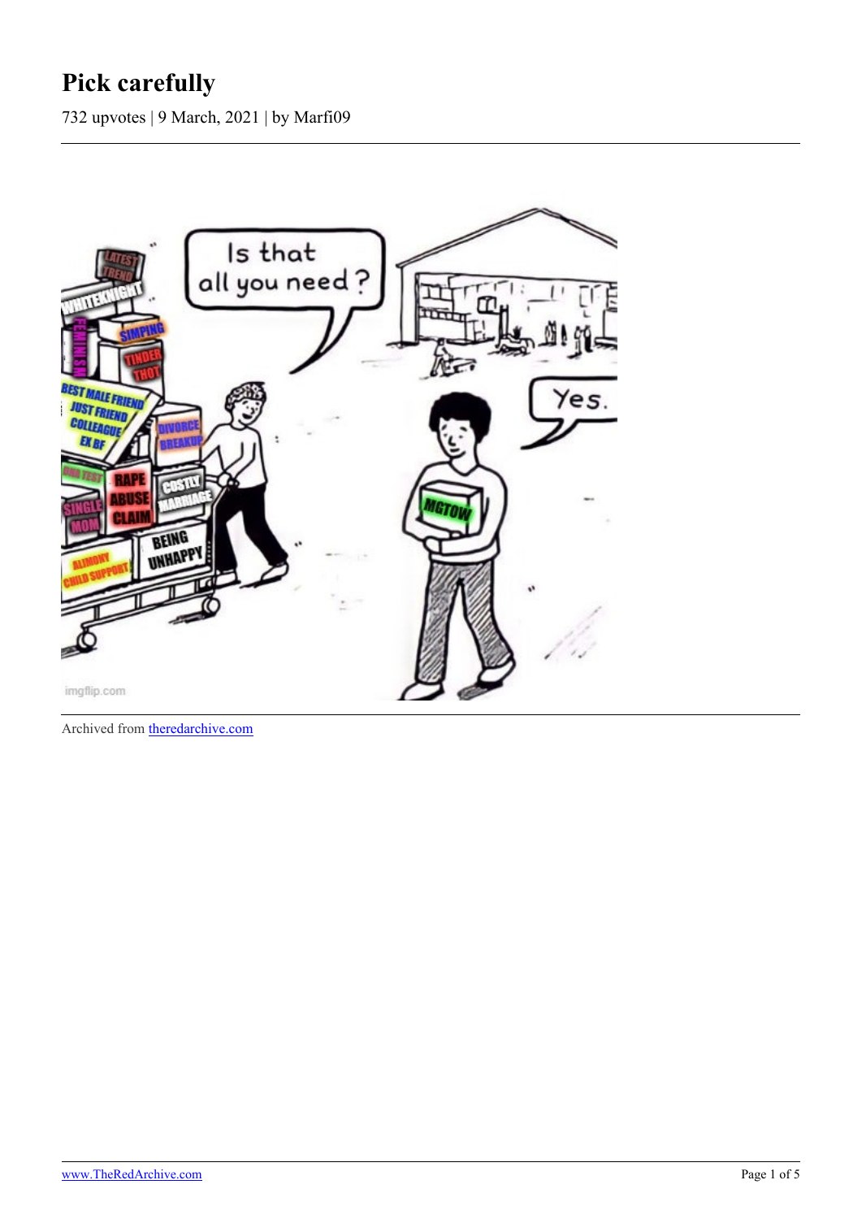# Pick carefully

732 upvotes | 9 March, 2021 | by Marfi09

Archived from theredarchive.com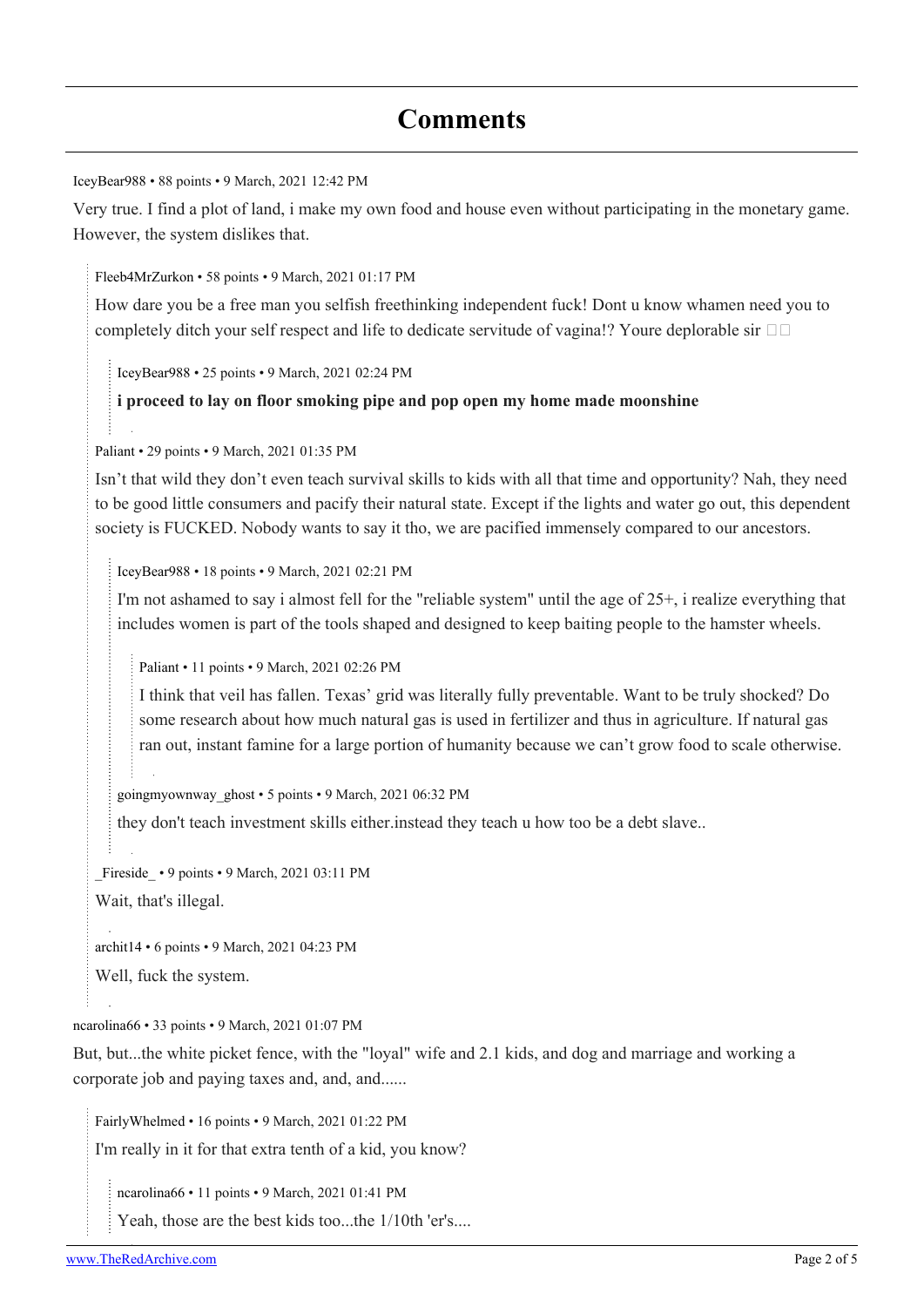# Comments

IceyBear988 • 88 points • 9 March, 2021 12:42 PM

Very true. I find a plot of land, i make my own food and house even without participating in the monetary game. However, the system dislikes that.

> Fleeb4MrZurkon • 58 points • 9 March, 2021 01:17 PM
>
> How dare you be a free man you selfish freethinking independent fuck! Dont u know whamen need you to completely ditch your self respect and life to dedicate servitude of vagina!? Youre deplorable sir
>
> > IceyBear988 • 25 points • 9 March, 2021 02:24 PM
> >
> > **i proceed to lay on floor smoking pipe and pop open my home made moonshine**
>
> Paliant • 29 points • 9 March, 2021 01:35 PM
>
> Isn't that wild they don't even teach survival skills to kids with all that time and opportunity? Nah, they need to be good little consumers and pacify their natural state. Except if the lights and water go out, this dependent society is FUCKED. Nobody wants to say it tho, we are pacified immensely compared to our ancestors.
>
> > IceyBear988 • 18 points • 9 March, 2021 02:21 PM
> >
> > I'm not ashamed to say i almost fell for the "reliable system" until the age of 25+, i realize everything that includes women is part of the tools shaped and designed to keep baiting people to the hamster wheels.
> >
> > > Paliant • 11 points • 9 March, 2021 02:26 PM
> > >
> > > I think that veil has fallen. Texas' grid was literally fully preventable. Want to be truly shocked? Do some research about how much natural gas is used in fertilizer and thus in agriculture. If natural gas ran out, instant famine for a large portion of humanity because we can't grow food to scale otherwise.
> >
> > goingmyownway_ghost • 5 points • 9 March, 2021 06:32 PM
> >
> > they don't teach investment skills either.instead they teach u how too be a debt slave..
>
> _Fireside_ • 9 points • 9 March, 2021 03:11 PM
>
> Wait, that's illegal.
>
> archit14 • 6 points • 9 March, 2021 04:23 PM
>
> Well, fuck the system.

ncarolina66 • 33 points • 9 March, 2021 01:07 PM

But, but...the white picket fence, with the "loyal" wife and 2.1 kids, and dog and marriage and working a corporate job and paying taxes and, and, and......

> FairlyWhelmed • 16 points • 9 March, 2021 01:22 PM
>
> I'm really in it for that extra tenth of a kid, you know?
>
> > ncarolina66 • 11 points • 9 March, 2021 01:41 PM
> >
> > Yeah, those are the best kids too...the 1/10th 'er's....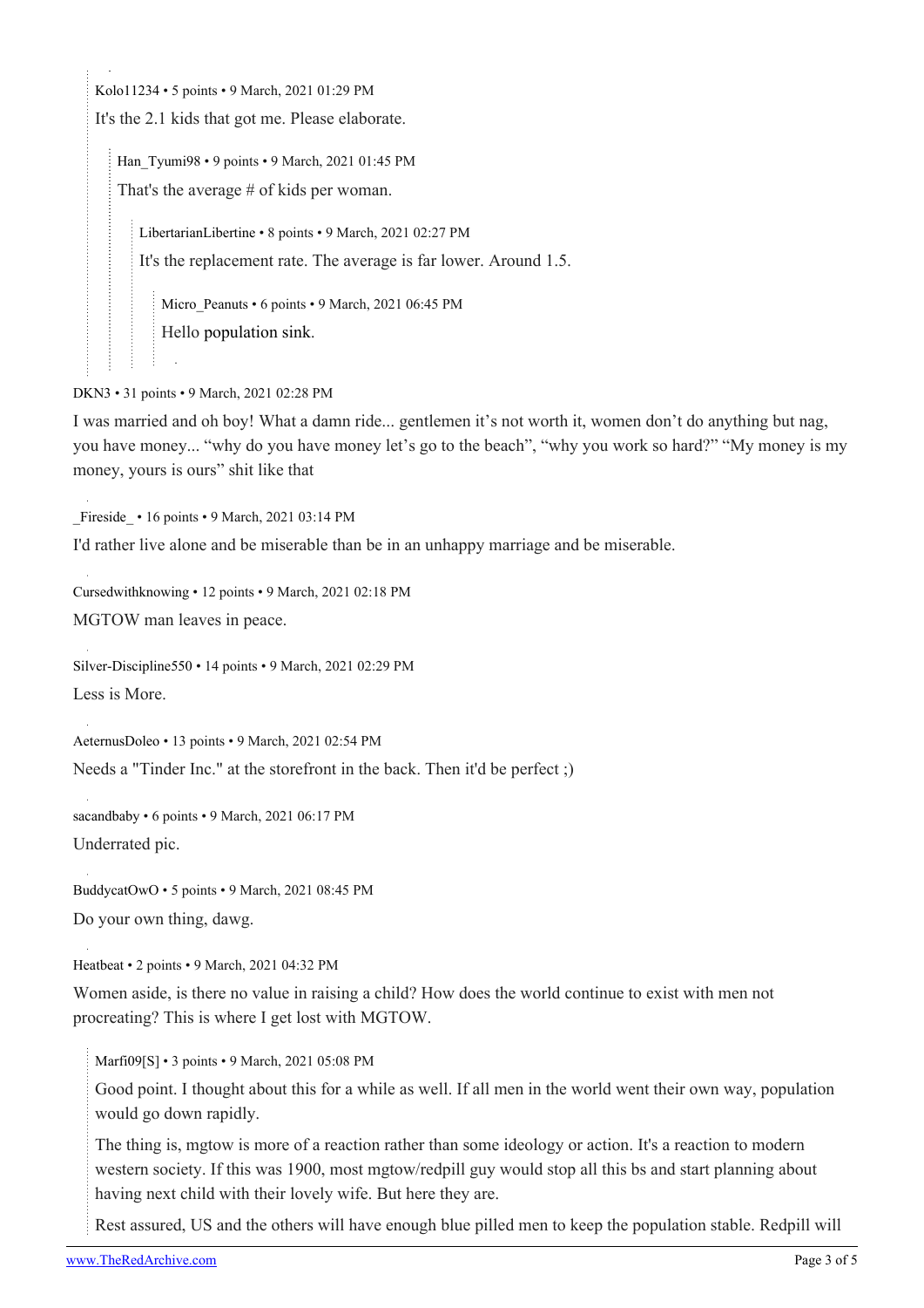Kolo11234 • 5 points • 9 March, 2021 01:29 PM

It's the 2.1 kids that got me. Please elaborate.

> Han_Tyumi98 • 9 points • 9 March, 2021 01:45 PM
>
> That's the average # of kids per woman.
>
> > LibertarianLibertine • 8 points • 9 March, 2021 02:27 PM
> >
> > It's the replacement rate. The average is far lower. Around 1.5.
> >
> > > Micro_Peanuts • 6 points • 9 March, 2021 06:45 PM
> > >
> > > Hello population sink.

DKN3 • 31 points • 9 March, 2021 02:28 PM

I was married and oh boy! What a damn ride... gentlemen it's not worth it, women don't do anything but nag, you have money... "why do you have money let's go to the beach", "why you work so hard?" "My money is my money, yours is ours" shit like that

_Fireside_ • 16 points • 9 March, 2021 03:14 PM

I'd rather live alone and be miserable than be in an unhappy marriage and be miserable.

Cursedwithknowing • 12 points • 9 March, 2021 02:18 PM

MGTOW man leaves in peace.

Silver-Discipline550 • 14 points • 9 March, 2021 02:29 PM

Less is More.

AeternusDoleo • 13 points • 9 March, 2021 02:54 PM

Needs a "Tinder Inc." at the storefront in the back. Then it'd be perfect ;)

sacandbaby • 6 points • 9 March, 2021 06:17 PM

Underrated pic.

BuddycatOwO • 5 points • 9 March, 2021 08:45 PM

Do your own thing, dawg.

Heatbeat • 2 points • 9 March, 2021 04:32 PM

Women aside, is there no value in raising a child? How does the world continue to exist with men not procreating? This is where I get lost with MGTOW.

> Marfi09[S] • 3 points • 9 March, 2021 05:08 PM
>
> Good point. I thought about this for a while as well. If all men in the world went their own way, population would go down rapidly.
>
> The thing is, mgtow is more of a reaction rather than some ideology or action. It's a reaction to modern western society. If this was 1900, most mgtow/redpill guy would stop all this bs and start planning about having next child with their lovely wife. But here they are.
>
> Rest assured, US and the others will have enough blue pilled men to keep the population stable. Redpill will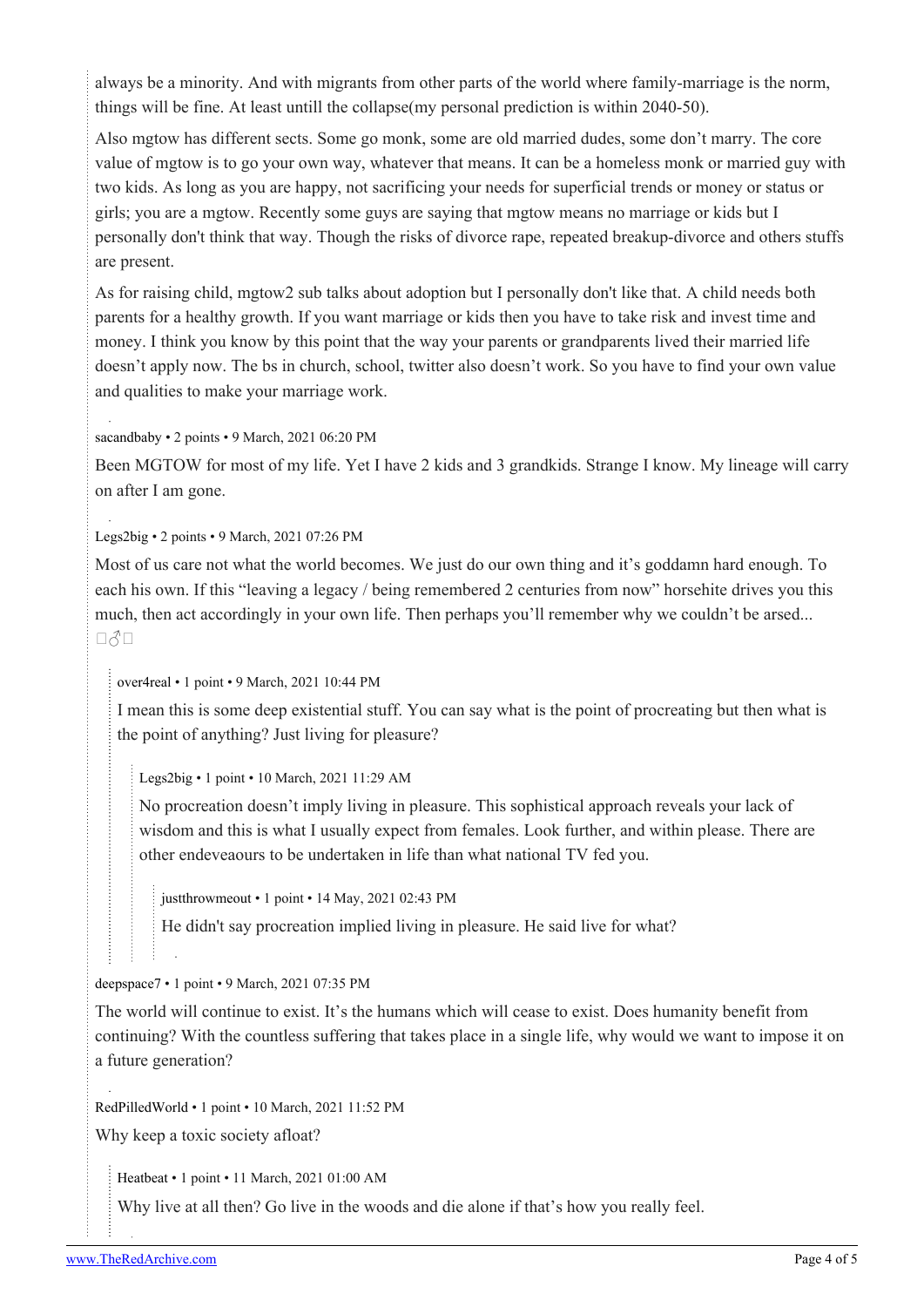always be a minority. And with migrants from other parts of the world where family-marriage is the norm, things will be fine. At least untill the collapse(my personal prediction is within 2040-50).

Also mgtow has different sects. Some go monk, some are old married dudes, some don't marry. The core value of mgtow is to go your own way, whatever that means. It can be a homeless monk or married guy with two kids. As long as you are happy, not sacrificing your needs for superficial trends or money or status or girls; you are a mgtow. Recently some guys are saying that mgtow means no marriage or kids but I personally don't think that way. Though the risks of divorce rape, repeated breakup-divorce and others stuffs are present.

As for raising child, mgtow2 sub talks about adoption but I personally don't like that. A child needs both parents for a healthy growth. If you want marriage or kids then you have to take risk and invest time and money. I think you know by this point that the way your parents or grandparents lived their married life doesn't apply now. The bs in church, school, twitter also doesn't work. So you have to find your own value and qualities to make your marriage work.

sacandbaby • 2 points • 9 March, 2021 06:20 PM

Been MGTOW for most of my life. Yet I have 2 kids and 3 grandkids. Strange I know. My lineage will carry on after I am gone.

Legs2big • 2 points • 9 March, 2021 07:26 PM

Most of us care not what the world becomes. We just do our own thing and it's goddamn hard enough. To each his own. If this "leaving a legacy / being remembered 2 centuries from now" horsehite drives you this much, then act accordingly in your own life. Then perhaps you'll remember why we couldn't be arsed... 🤷‍♂️

> over4real • 1 point • 9 March, 2021 10:44 PM
>
> I mean this is some deep existential stuff. You can say what is the point of procreating but then what is the point of anything? Just living for pleasure?
>
> > Legs2big • 1 point • 10 March, 2021 11:29 AM
> >
> > No procreation doesn't imply living in pleasure. This sophistical approach reveals your lack of wisdom and this is what I usually expect from females. Look further, and within please. There are other endeveaours to be undertaken in life than what national TV fed you.
> >
> > > justthrowmeout • 1 point • 14 May, 2021 02:43 PM
> > >
> > > He didn't say procreation implied living in pleasure. He said live for what?

deepspace7 • 1 point • 9 March, 2021 07:35 PM

The world will continue to exist. It's the humans which will cease to exist. Does humanity benefit from continuing? With the countless suffering that takes place in a single life, why would we want to impose it on a future generation?

RedPilledWorld • 1 point • 10 March, 2021 11:52 PM

Why keep a toxic society afloat?

> Heatbeat • 1 point • 11 March, 2021 01:00 AM
>
> Why live at all then? Go live in the woods and die alone if that's how you really feel.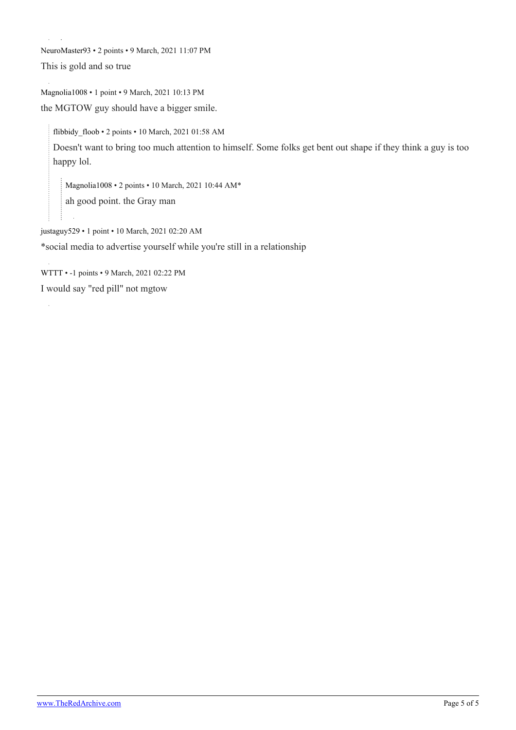NeuroMaster93 • 2 points • 9 March, 2021 11:07 PM

This is gold and so true

Magnolia1008 • 1 point • 9 March, 2021 10:13 PM

the MGTOW guy should have a bigger smile.

> flibbidy_floob • 2 points • 10 March, 2021 01:58 AM
>
> Doesn't want to bring too much attention to himself. Some folks get bent out shape if they think a guy is too happy lol.
>
> > Magnolia1008 • 2 points • 10 March, 2021 10:44 AM*
> >
> > ah good point. the Gray man

justaguy529 • 1 point • 10 March, 2021 02:20 AM

*social media to advertise yourself while you're still in a relationship

WTTT • -1 points • 9 March, 2021 02:22 PM

I would say "red pill" not mgtow